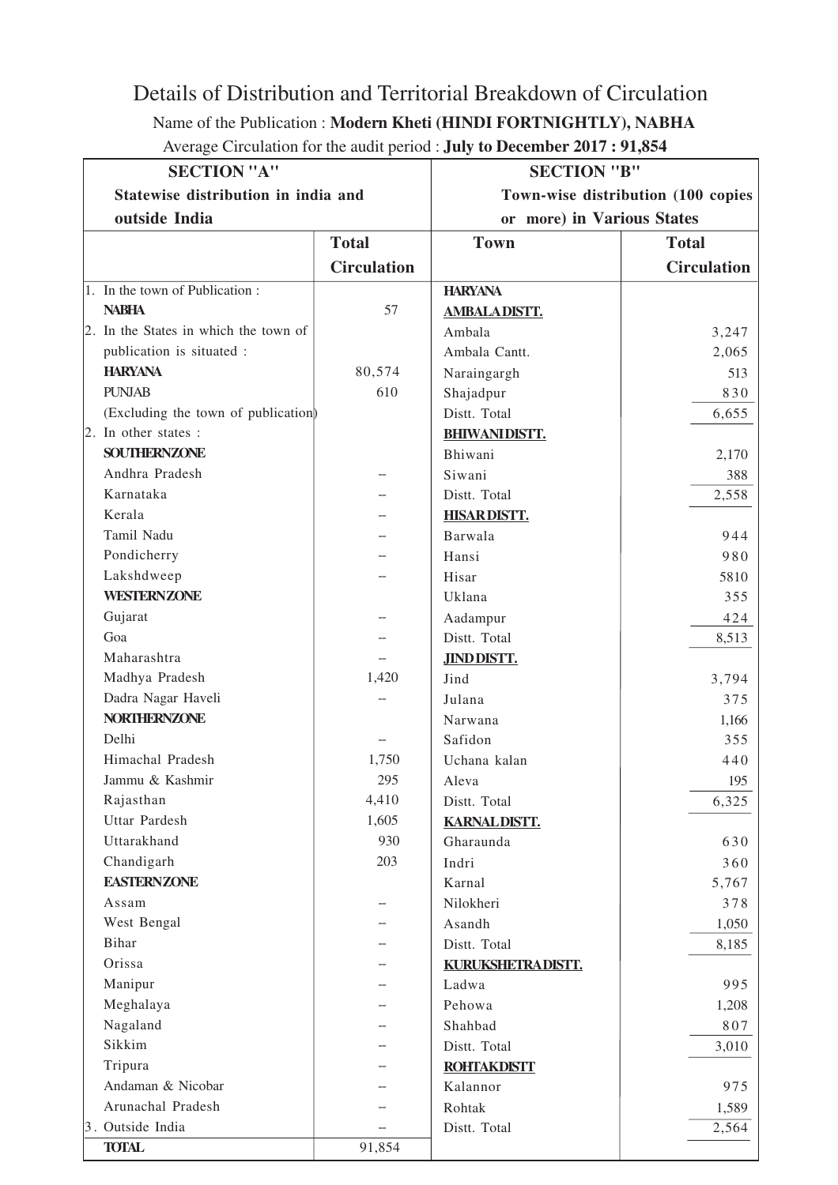# Details of Distribution and Territorial Breakdown of Circulation

Name of the Publication : **Modern Kheti (HINDI FORTNIGHTLY), NABHA**

Average Circulation for the audit period : **July to December 2017 : 91,854**

| **SECTION "A"** Statewise distribution in india and outside India | | **SECTION "B"** Town-wise distribution (100 copies or more) in Various States | |
|---|---|---|---|
| | **Total Circulation** | **Town** | **Total Circulation** |
| 1. In the town of Publication : | | **HARYANA** | |
| **NABHA** | 57 | **AMBALA DISTT.** | |
| 2. In the States in which the town of publication is situated : | | Ambala | 3,247 |
| | | Ambala Cantt. | 2,065 |
| **HARYANA** | 80,574 | Naraingargh | 513 |
| **PUNJAB** | 610 | Shajadpur | 830 |
| (Excluding the town of publication) | | Distt. Total | 6,655 |
| 2. In other states : | | **BHIWANI DISTT.** | |
| **SOUTHERN ZONE** | | Bhiwani | 2,170 |
| Andhra Pradesh | -- | Siwani | 388 |
| Karnataka | -- | Distt. Total | 2,558 |
| Kerala | -- | **HISAR DISTT.** | |
| Tamil Nadu | -- | Barwala | 944 |
| Pondicherry | -- | Hansi | 980 |
| Lakshdweep | -- | Hisar | 5810 |
| **WESTERN ZONE** | | Uklana | 355 |
| Gujarat | -- | Aadampur | 424 |
| Goa | -- | Distt. Total | 8,513 |
| Maharashtra | -- | **JIND DISTT.** | |
| Madhya Pradesh | 1,420 | Jind | 3,794 |
| Dadra Nagar Haveli | -- | Julana | 375 |
| **NORTHERN ZONE** | | Narwana | 1,166 |
| Delhi | -- | Safidon | 355 |
| Himachal Pradesh | 1,750 | Uchana kalan | 440 |
| Jammu & Kashmir | 295 | Aleva | 195 |
| Rajasthan | 4,410 | Distt. Total | 6,325 |
| Uttar Pardesh | 1,605 | **KARNAL DISTT.** | |
| Uttarakhand | 930 | Gharaunda | 630 |
| Chandigarh | 203 | Indri | 360 |
| **EASTERN ZONE** | | Karnal | 5,767 |
| Assam | -- | Nilokheri | 378 |
| West Bengal | -- | Asandh | 1,050 |
| Bihar | -- | Distt. Total | 8,185 |
| Orissa | -- | **KURUKSHETRA DISTT.** | |
| Manipur | -- | Ladwa | 995 |
| Meghalaya | -- | Pehowa | 1,208 |
| Nagaland | -- | Shahbad | 807 |
| Sikkim | -- | Distt. Total | 3,010 |
| Tripura | -- | **ROHTAK DISTT** | |
| Andaman & Nicobar | -- | Kalannor | 975 |
| Arunachal Pradesh | -- | Rohtak | 1,589 |
| 3. Outside India | -- | Distt. Total | 2,564 |
| **TOTAL** | 91,854 | | |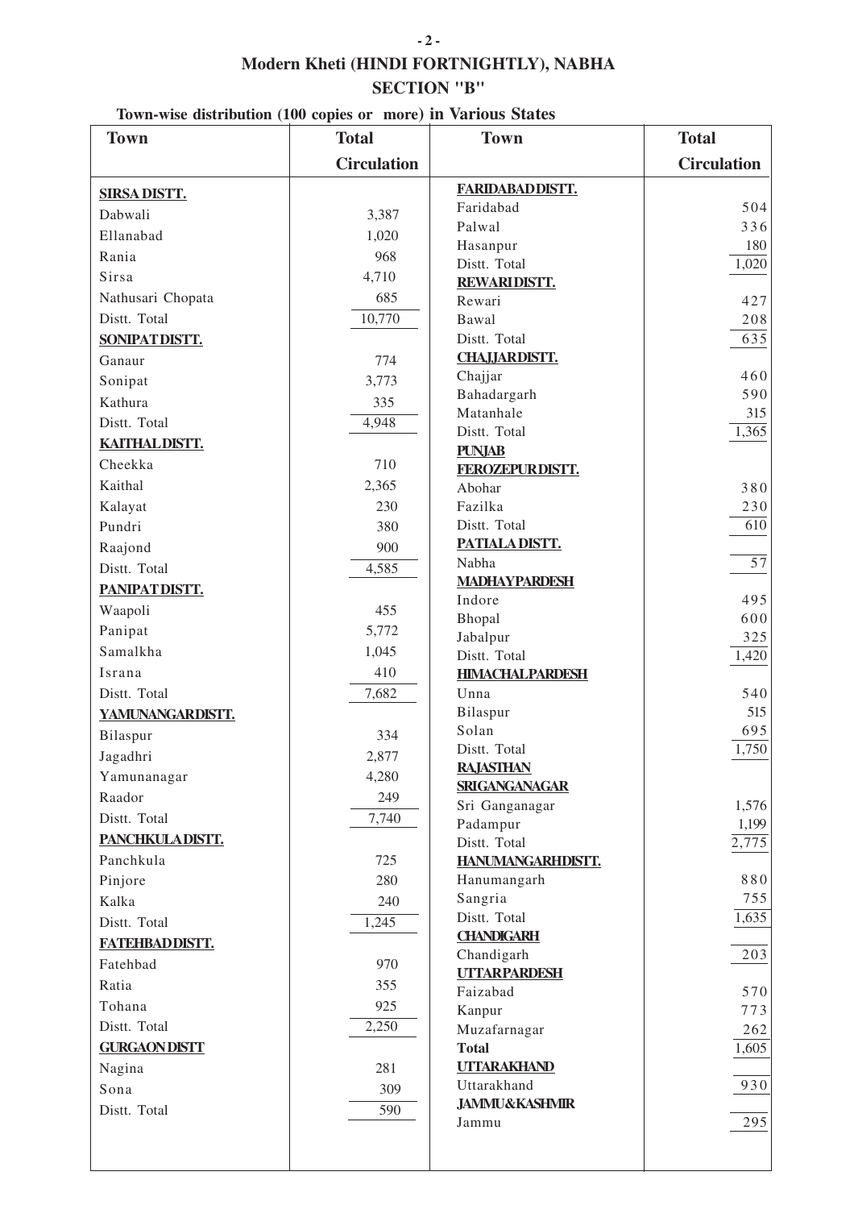# Modern Kheti (HINDI FORTNIGHTLY), NABHA

## SECTION "B"

**Town-wise distribution (100 copies or more) in Various States**

| Town | Total Circulation | Town | Total Circulation |
|---|---|---|---|
| **SIRSA DISTT.** | | **FARIDABAD DISTT.** | |
| Dabwali | 3,387 | Faridabad | 504 |
| Ellanabad | 1,020 | Palwal | 336 |
| Rania | 968 | Hasanpur | 180 |
| Sirsa | 4,710 | Distt. Total | 1,020 |
| Nathusari Chopata | 685 | **REWARI DISTT.** | |
| Distt. Total | 10,770 | Rewari | 427 |
| **SONIPAT DISTT.** | | Bawal | 208 |
| Ganaur | 774 | Distt. Total | 635 |
| Sonipat | 3,773 | **CHAJJAR DISTT.** | |
| Kathura | 335 | Chajjar | 460 |
| Distt. Total | 4,948 | Bahadargarh | 590 |
| **KAITHAL DISTT.** | | Matanhale | 315 |
| Cheekka | 710 | Distt. Total | 1,365 |
| Kaithal | 2,365 | **PUNJAB** | |
| Kalayat | 230 | **FEROZEPUR DISTT.** | |
| Pundri | 380 | Abohar | 380 |
| Raajond | 900 | Fazilka | 230 |
| Distt. Total | 4,585 | Distt. Total | 610 |
| **PANIPAT DISTT.** | | **PATIALA DISTT.** | |
| Waapoli | 455 | Nabha | 57 |
| Panipat | 5,772 | **MADHAY PARDESH** | |
| Samalkha | 1,045 | Indore | 495 |
| Israna | 410 | Bhopal | 600 |
| Distt. Total | 7,682 | Jabalpur | 325 |
| **YAMUNANAGAR DISTT.** | | Distt. Total | 1,420 |
| Bilaspur | 334 | **HIMACHAL PARDESH** | |
| Jagadhri | 2,877 | Unna | 540 |
| Yamunanagar | 4,280 | Bilaspur | 515 |
| Raador | 249 | Solan | 695 |
| Distt. Total | 7,740 | Distt. Total | 1,750 |
| **PANCHKULA DISTT.** | | **RAJASTHAN** | |
| Panchkula | 725 | **SRIGANGANAGAR** | |
| Pinjore | 280 | Sri Ganganagar | 1,576 |
| Kalka | 240 | Padampur | 1,199 |
| Distt. Total | 1,245 | Distt. Total | 2,775 |
| **FATEHBAD DISTT.** | | **HANUMANGARH DISTT.** | |
| Fatehbad | 970 | Hanumangarh | 880 |
| Ratia | 355 | Sangria | 755 |
| Tohana | 925 | Distt. Total | 1,635 |
| Distt. Total | 2,250 | **CHANDIGARH** | |
| **GURGAON DISTT** | | Chandigarh | 203 |
| Nagina | 281 | **UTTAR PARDESH** | |
| Sona | 309 | Faizabad | 570 |
| Distt. Total | 590 | Kanpur | 773 |
| | | Muzafarnagar | 262 |
| | | **Total** | 1,605 |
| | | **UTTARAKHAND** | |
| | | Uttarakhand | 930 |
| | | **JAMMU & KASHMIR** | |
| | | Jammu | 295 |